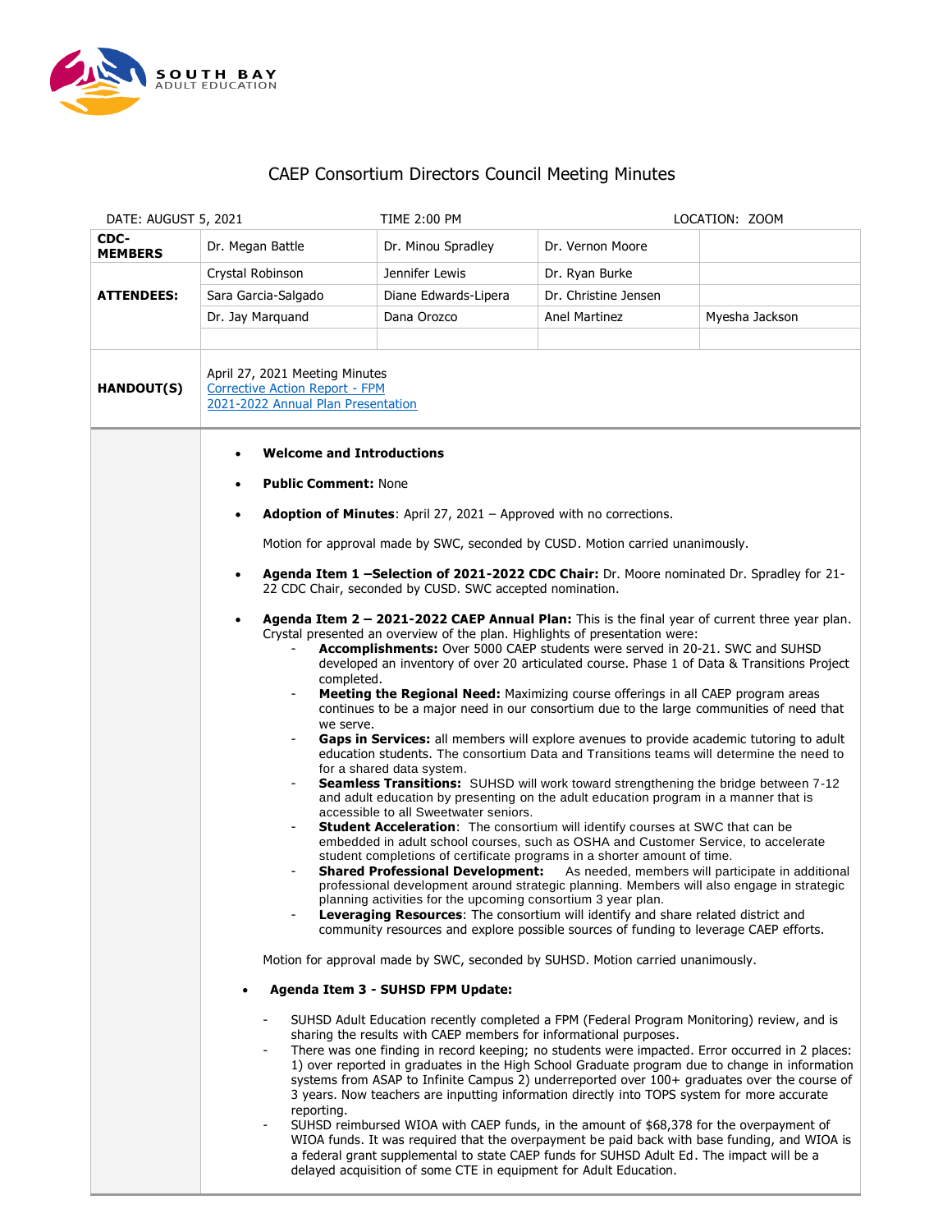SOUTH BAY ADULT EDUCATION

# CAEP Consortium Directors Council Meeting Minutes

| DATE: AUGUST 5, 2021 | | TIME 2:00 PM | LOCATION: ZOOM | |
|---|---|---|---|---|
| **CDC-MEMBERS** | Dr. Megan Battle | Dr. Minou Spradley | Dr. Vernon Moore | |
| **ATTENDEES:** | Crystal Robinson | Jennifer Lewis | Dr. Ryan Burke | |
| | Sara Garcia-Salgado | Diane Edwards-Lipera | Dr. Christine Jensen | |
| | Dr. Jay Marquand | Dana Orozco | Anel Martinez | Myesha Jackson |
| **HANDOUT(S)** | April 27, 2021 Meeting Minutes<br>Corrective Action Report - FPM<br>2021-2022 Annual Plan Presentation | | | |

- **Welcome and Introductions**
- **Public Comment:** None
- **Adoption of Minutes**: April 27, 2021 – Approved with no corrections.

  Motion for approval made by SWC, seconded by CUSD. Motion carried unanimously.

- **Agenda Item 1 –Selection of 2021-2022 CDC Chair:** Dr. Moore nominated Dr. Spradley for 21-22 CDC Chair, seconded by CUSD. SWC accepted nomination.
- **Agenda Item 2 – 2021-2022 CAEP Annual Plan:** This is the final year of current three year plan. Crystal presented an overview of the plan. Highlights of presentation were:
  - **Accomplishments:** Over 5000 CAEP students were served in 20-21. SWC and SUHSD developed an inventory of over 20 articulated course. Phase 1 of Data & Transitions Project completed.
  - **Meeting the Regional Need:** Maximizing course offerings in all CAEP program areas continues to be a major need in our consortium due to the large communities of need that we serve.
  - **Gaps in Services:** all members will explore avenues to provide academic tutoring to adult education students. The consortium Data and Transitions teams will determine the need to for a shared data system.
  - **Seamless Transitions:** SUHSD will work toward strengthening the bridge between 7-12 and adult education by presenting on the adult education program in a manner that is accessible to all Sweetwater seniors.
  - **Student Acceleration**: The consortium will identify courses at SWC that can be embedded in adult school courses, such as OSHA and Customer Service, to accelerate student completions of certificate programs in a shorter amount of time.
  - **Shared Professional Development:** As needed, members will participate in additional professional development around strategic planning. Members will also engage in strategic planning activities for the upcoming consortium 3 year plan.
  - **Leveraging Resources**: The consortium will identify and share related district and community resources and explore possible sources of funding to leverage CAEP efforts.

  Motion for approval made by SWC, seconded by SUHSD. Motion carried unanimously.

- **Agenda Item 3 - SUHSD FPM Update:**
  - SUHSD Adult Education recently completed a FPM (Federal Program Monitoring) review, and is sharing the results with CAEP members for informational purposes.
  - There was one finding in record keeping; no students were impacted. Error occurred in 2 places: 1) over reported in graduates in the High School Graduate program due to change in information systems from ASAP to Infinite Campus 2) underreported over 100+ graduates over the course of 3 years. Now teachers are inputting information directly into TOPS system for more accurate reporting.
  - SUHSD reimbursed WIOA with CAEP funds, in the amount of $68,378 for the overpayment of WIOA funds. It was required that the overpayment be paid back with base funding, and WIOA is a federal grant supplemental to state CAEP funds for SUHSD Adult Ed. The impact will be a delayed acquisition of some CTE in equipment for Adult Education.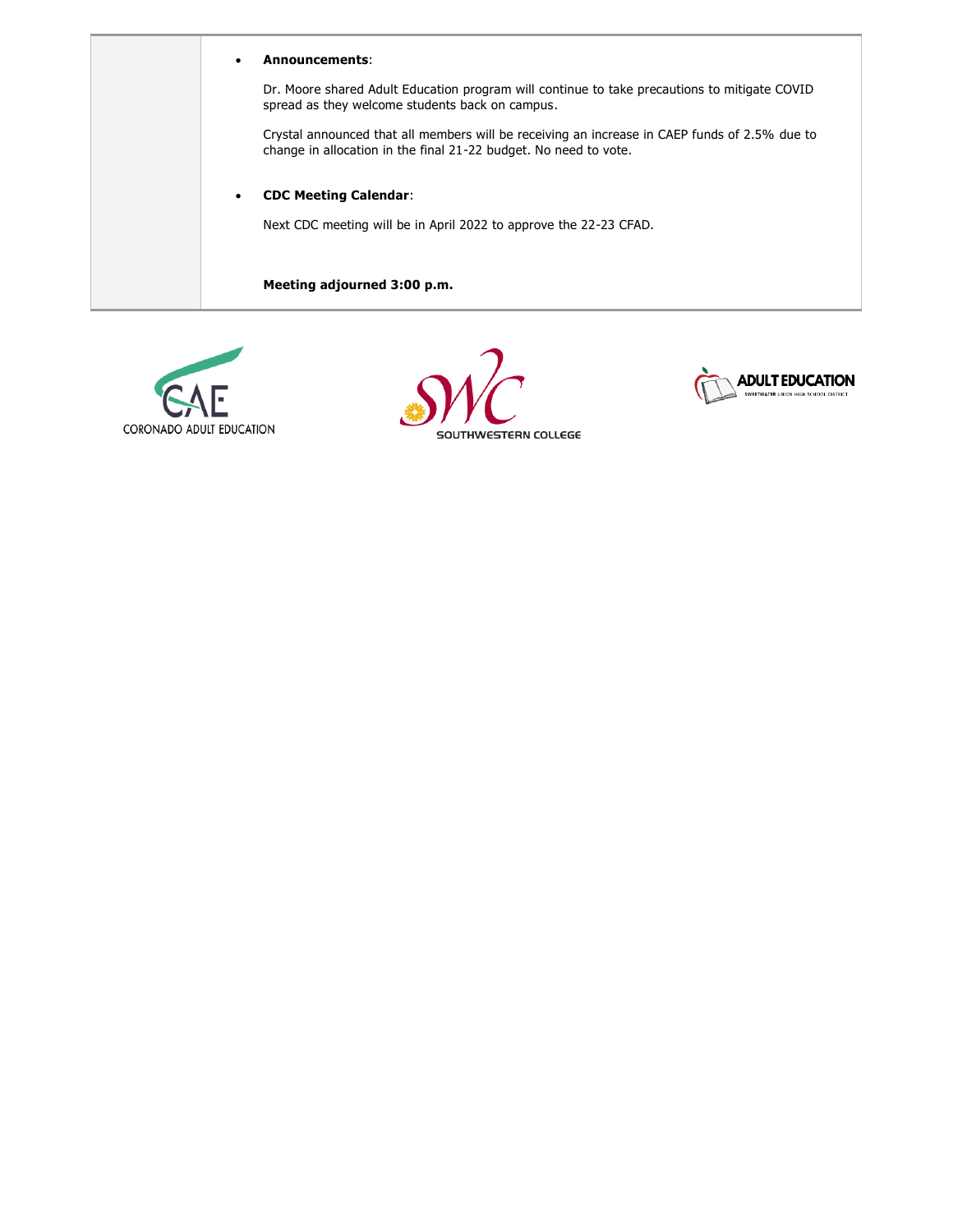- **Announcements**:

  Dr. Moore shared Adult Education program will continue to take precautions to mitigate COVID spread as they welcome students back on campus.

  Crystal announced that all members will be receiving an increase in CAEP funds of 2.5% due to change in allocation in the final 21-22 budget. No need to vote.

- **CDC Meeting Calendar**:

  Next CDC meeting will be in April 2022 to approve the 22-23 CFAD.

**Meeting adjourned 3:00 p.m.**

CORONADO ADULT EDUCATION

SOUTHWESTERN COLLEGE

ADULT EDUCATION
SWEETWATER UNION HIGH SCHOOL DISTRICT